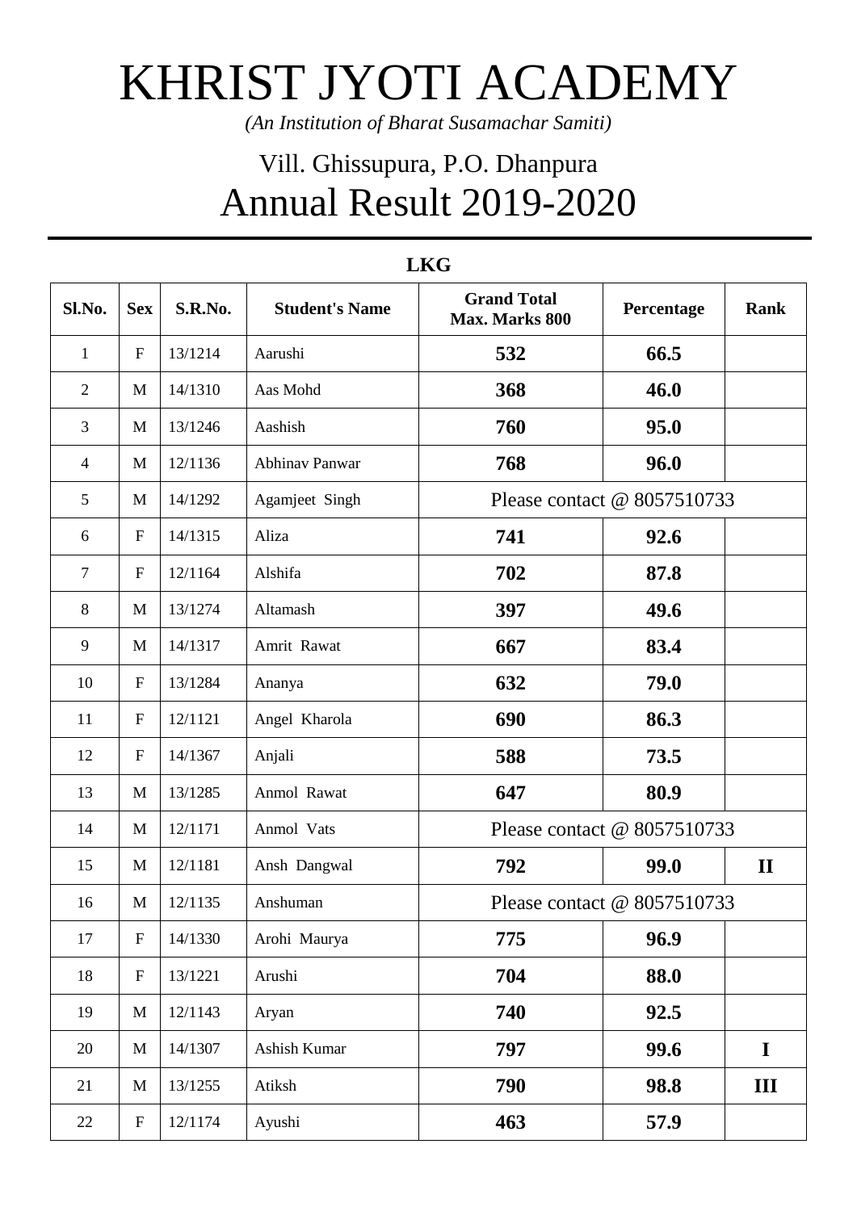# KHRIST JYOTI ACADEMY

*(An Institution of Bharat Susamachar Samiti)*

## Vill. Ghissupura, P.O. Dhanpura

## Annual Result 2019-2020

**LKG**

| Sl.No. | Sex | S.R.No. | Student's Name | Grand Total Max. Marks 800 | Percentage | Rank |
|---|---|---|---|---|---|---|
| 1 | F | 13/1214 | Aarushi | **532** | **66.5** | |
| 2 | M | 14/1310 | Aas Mohd | **368** | **46.0** | |
| 3 | M | 13/1246 | Aashish | **760** | **95.0** | |
| 4 | M | 12/1136 | Abhinav Panwar | **768** | **96.0** | |
| 5 | M | 14/1292 | Agamjeet Singh | Please contact @ 8057510733 | | |
| 6 | F | 14/1315 | Aliza | **741** | **92.6** | |
| 7 | F | 12/1164 | Alshifa | **702** | **87.8** | |
| 8 | M | 13/1274 | Altamash | **397** | **49.6** | |
| 9 | M | 14/1317 | Amrit Rawat | **667** | **83.4** | |
| 10 | F | 13/1284 | Ananya | **632** | **79.0** | |
| 11 | F | 12/1121 | Angel Kharola | **690** | **86.3** | |
| 12 | F | 14/1367 | Anjali | **588** | **73.5** | |
| 13 | M | 13/1285 | Anmol Rawat | **647** | **80.9** | |
| 14 | M | 12/1171 | Anmol Vats | Please contact @ 8057510733 | | |
| 15 | M | 12/1181 | Ansh Dangwal | **792** | **99.0** | **II** |
| 16 | M | 12/1135 | Anshuman | Please contact @ 8057510733 | | |
| 17 | F | 14/1330 | Arohi Maurya | **775** | **96.9** | |
| 18 | F | 13/1221 | Arushi | **704** | **88.0** | |
| 19 | M | 12/1143 | Aryan | **740** | **92.5** | |
| 20 | M | 14/1307 | Ashish Kumar | **797** | **99.6** | **I** |
| 21 | M | 13/1255 | Atiksh | **790** | **98.8** | **III** |
| 22 | F | 12/1174 | Ayushi | **463** | **57.9** | |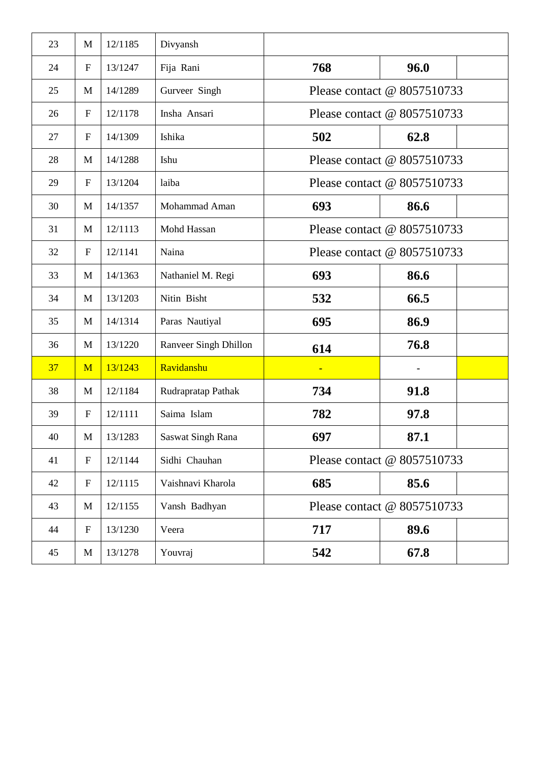| | | | | | | |
|---|---|---|---|---|---|---|
| 23 | M | 12/1185 | Divyansh | | | |
| 24 | F | 13/1247 | Fija Rani | **768** | **96.0** | |
| 25 | M | 14/1289 | Gurveer Singh | Please contact @ 8057510733 | | |
| 26 | F | 12/1178 | Insha Ansari | Please contact @ 8057510733 | | |
| 27 | F | 14/1309 | Ishika | **502** | **62.8** | |
| 28 | M | 14/1288 | Ishu | Please contact @ 8057510733 | | |
| 29 | F | 13/1204 | laiba | Please contact @ 8057510733 | | |
| 30 | M | 14/1357 | Mohammad Aman | **693** | **86.6** | |
| 31 | M | 12/1113 | Mohd Hassan | Please contact @ 8057510733 | | |
| 32 | F | 12/1141 | Naina | Please contact @ 8057510733 | | |
| 33 | M | 14/1363 | Nathaniel M. Regi | **693** | **86.6** | |
| 34 | M | 13/1203 | Nitin Bisht | **532** | **66.5** | |
| 35 | M | 14/1314 | Paras Nautiyal | **695** | **86.9** | |
| 36 | M | 13/1220 | Ranveer Singh Dhillon | **614** | **76.8** | |
| 37 | M | 13/1243 | Ravidanshu | - | - | |
| 38 | M | 12/1184 | Rudrapratap Pathak | **734** | **91.8** | |
| 39 | F | 12/1111 | Saima Islam | **782** | **97.8** | |
| 40 | M | 13/1283 | Saswat Singh Rana | **697** | **87.1** | |
| 41 | F | 12/1144 | Sidhi Chauhan | Please contact @ 8057510733 | | |
| 42 | F | 12/1115 | Vaishnavi Kharola | **685** | **85.6** | |
| 43 | M | 12/1155 | Vansh Badhyan | Please contact @ 8057510733 | | |
| 44 | F | 13/1230 | Veera | **717** | **89.6** | |
| 45 | M | 13/1278 | Youvraj | **542** | **67.8** | |